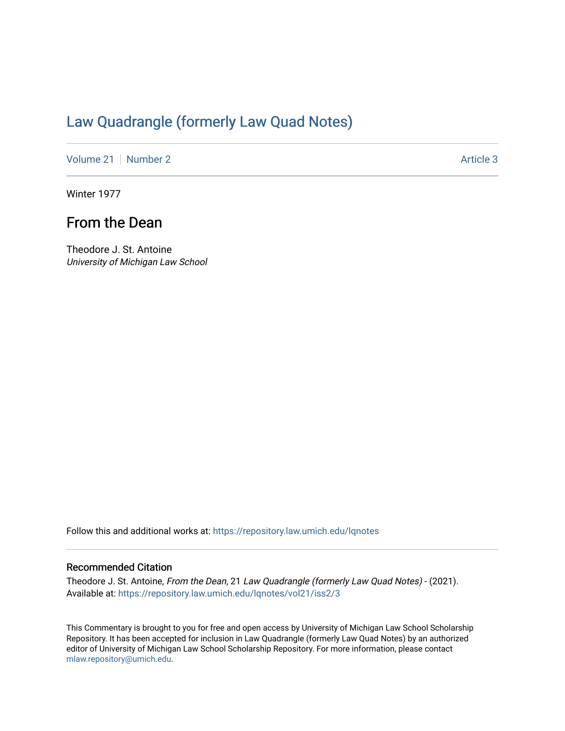# Law Quadrangle (formerly Law Quad Notes)

Volume 21 | Number 2 | Article 3

Winter 1977

## From the Dean

Theodore J. St. Antoine
*University of Michigan Law School*

Follow this and additional works at: https://repository.law.umich.edu/lqnotes

### Recommended Citation

Theodore J. St. Antoine, *From the Dean*, 21 *Law Quadrangle (formerly Law Quad Notes)* - (2021).
Available at: https://repository.law.umich.edu/lqnotes/vol21/iss2/3

This Commentary is brought to you for free and open access by University of Michigan Law School Scholarship Repository. It has been accepted for inclusion in Law Quadrangle (formerly Law Quad Notes) by an authorized editor of University of Michigan Law School Scholarship Repository. For more information, please contact mlaw.repository@umich.edu.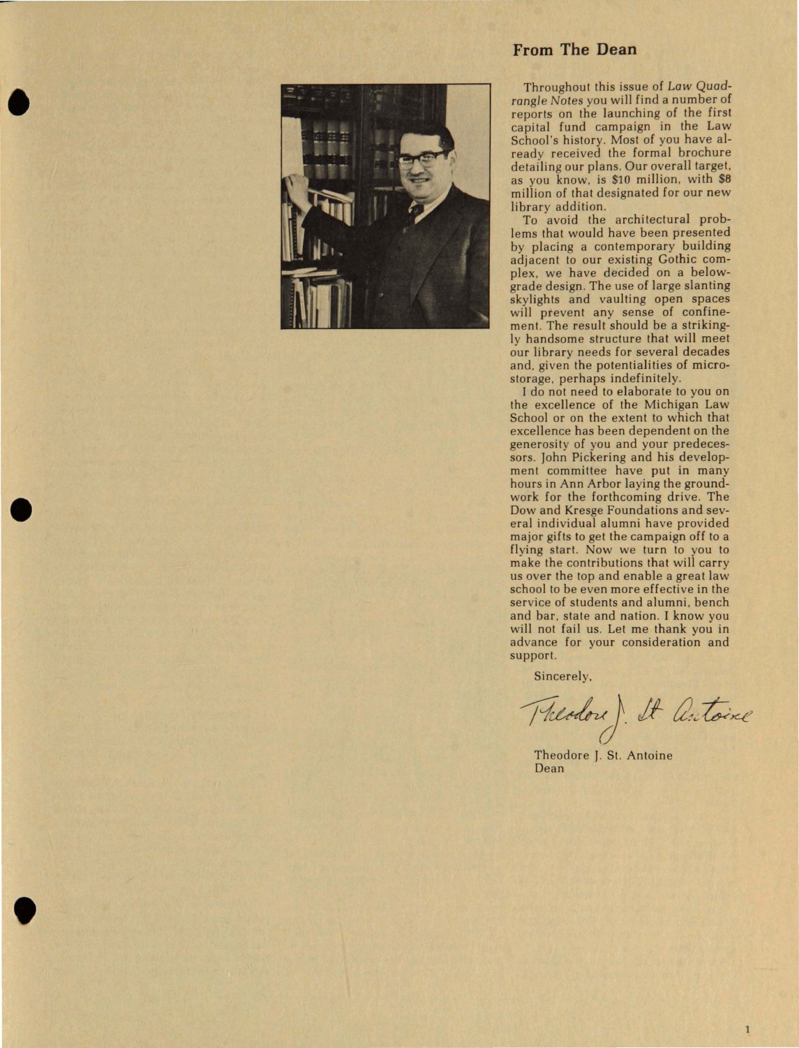## From The Dean

Throughout this issue of *Law Quadrangle Notes* you will find a number of reports on the launching of the first capital fund campaign in the Law School's history. Most of you have already received the formal brochure detailing our plans. Our overall target, as you know, is $10 million, with $8 million of that designated for our new library addition.

To avoid the architectural problems that would have been presented by placing a contemporary building adjacent to our existing Gothic complex, we have decided on a below-grade design. The use of large slanting skylights and vaulting open spaces will prevent any sense of confinement. The result should be a strikingly handsome structure that will meet our library needs for several decades and, given the potentialities of micro-storage, perhaps indefinitely.

I do not need to elaborate to you on the excellence of the Michigan Law School or on the extent to which that excellence has been dependent on the generosity of you and your predecessors. John Pickering and his development committee have put in many hours in Ann Arbor laying the groundwork for the forthcoming drive. The Dow and Kresge Foundations and several individual alumni have provided major gifts to get the campaign off to a flying start. Now we turn to you to make the contributions that will carry us over the top and enable a great law school to be even more effective in the service of students and alumni, bench and bar, state and nation. I know you will not fail us. Let me thank you in advance for your consideration and support.

Sincerely,

Theodore J. St. Antoine

Theodore J. St. Antoine
Dean